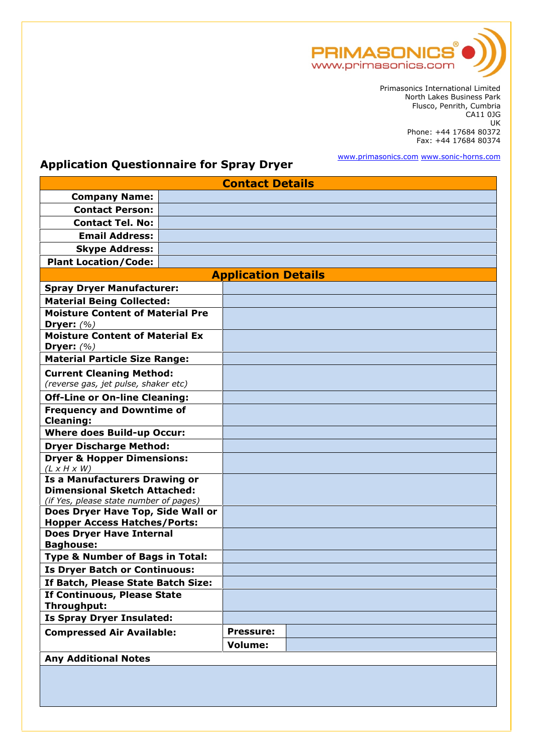PRIMASONICS®
www.primasonics.com

Primasonics International Limited
North Lakes Business Park
Flusco, Penrith, Cumbria
CA11 0JG
UK
Phone: +44 17684 80372
Fax: +44 17684 80374

www.primasonics.com www.sonic-horns.com

## Application Questionnaire for Spray Dryer

| **Contact Details** | |
|---|---|
| **Company Name:** | |
| **Contact Person:** | |
| **Contact Tel. No:** | |
| **Email Address:** | |
| **Skype Address:** | |
| **Plant Location/Code:** | |

| **Application Details** | | |
|---|---|---|
| **Spray Dryer Manufacturer:** | | |
| **Material Being Collected:** | | |
| **Moisture Content of Material Pre Dryer:** *(%)* | | |
| **Moisture Content of Material Ex Dryer:** *(%)* | | |
| **Material Particle Size Range:** | | |
| **Current Cleaning Method:** *(reverse gas, jet pulse, shaker etc)* | | |
| **Off-Line or On-line Cleaning:** | | |
| **Frequency and Downtime of Cleaning:** | | |
| **Where does Build-up Occur:** | | |
| **Dryer Discharge Method:** | | |
| **Dryer & Hopper Dimensions:** *(L x H x W)* | | |
| **Is a Manufacturers Drawing or Dimensional Sketch Attached:** *(if Yes, please state number of pages)* | | |
| **Does Dryer Have Top, Side Wall or Hopper Access Hatches/Ports:** | | |
| **Does Dryer Have Internal Baghouse:** | | |
| **Type & Number of Bags in Total:** | | |
| **Is Dryer Batch or Continuous:** | | |
| **If Batch, Please State Batch Size:** | | |
| **If Continuous, Please State Throughput:** | | |
| **Is Spray Dryer Insulated:** | | |
| **Compressed Air Available:** | **Pressure:** | |
| | **Volume:** | |

| **Any Additional Notes** |
|---|
| |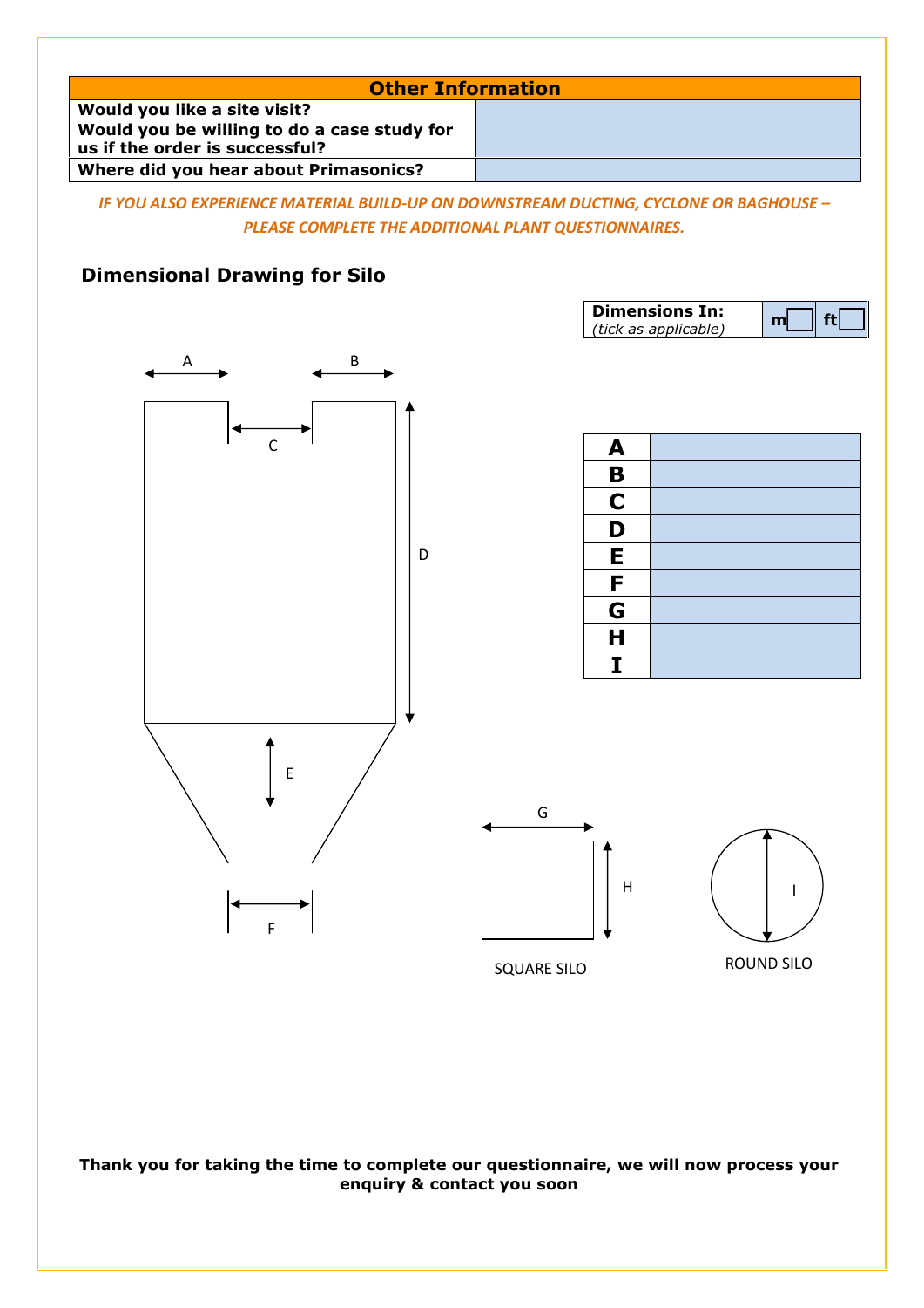| Other Information | |
|---|---|
| **Would you like a site visit?** | |
| **Would you be willing to do a case study for us if the order is successful?** | |
| **Where did you hear about Primasonics?** | |

*IF YOU ALSO EXPERIENCE MATERIAL BUILD-UP ON DOWNSTREAM DUCTING, CYCLONE OR BAGHOUSE – PLEASE COMPLETE THE ADDITIONAL PLANT QUESTIONNAIRES.*

## Dimensional Drawing for Silo

| **Dimensions In:** *(tick as applicable)* | m ☐ | ft ☐ |
|---|---|---|

A

B

C

D

E

F

G

H

SQUARE SILO

I

ROUND SILO

| | |
|---|---|
| **A** | |
| **B** | |
| **C** | |
| **D** | |
| **E** | |
| **F** | |
| **G** | |
| **H** | |
| **I** | |

**Thank you for taking the time to complete our questionnaire, we will now process your enquiry & contact you soon**